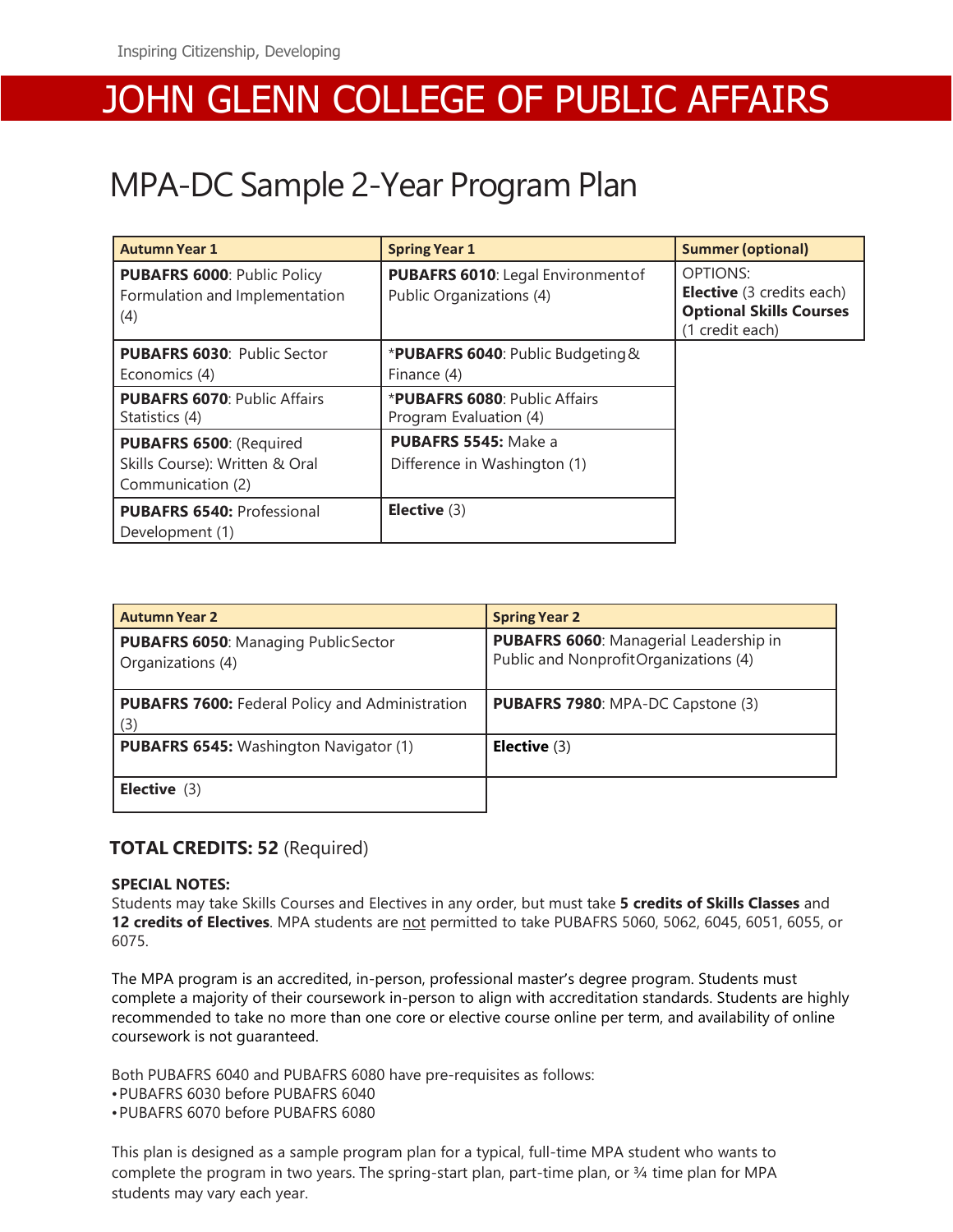Inspiring Citizenship, Developing

# JOHN GLENN COLLEGE OF PUBLIC AFFAIRS

## MPA-DC Sample 2-Year Program Plan

| Autumn Year 1 | Spring Year 1 | Summer (optional) |
|---|---|---|
| **PUBAFRS 6000**: Public Policy Formulation and Implementation (4) | **PUBAFRS 6010**: Legal Environment of Public Organizations (4) | OPTIONS: **Elective** (3 credits each) **Optional Skills Courses** (1 credit each) |
| **PUBAFRS 6030**: Public Sector Economics (4) | ***PUBAFRS 6040**: Public Budgeting & Finance (4) | |
| **PUBAFRS 6070**: Public Affairs Statistics (4) | ***PUBAFRS 6080**: Public Affairs Program Evaluation (4) | |
| **PUBAFRS 6500**: (Required Skills Course): Written & Oral Communication (2) | **PUBAFRS 5545:** Make a Difference in Washington (1) | |
| **PUBAFRS 6540:** Professional Development (1) | **Elective** (3) | |

| Autumn Year 2 | Spring Year 2 |
|---|---|
| **PUBAFRS 6050**: Managing Public Sector Organizations (4) | **PUBAFRS 6060**: Managerial Leadership in Public and Nonprofit Organizations (4) |
| **PUBAFRS 7600:** Federal Policy and Administration (3) | **PUBAFRS 7980**: MPA-DC Capstone (3) |
| **PUBAFRS 6545:** Washington Navigator (1) | **Elective** (3) |
| **Elective** (3) | |

### TOTAL CREDITS: 52 (Required)

**SPECIAL NOTES:**
Students may take Skills Courses and Electives in any order, but must take **5 credits of Skills Classes** and **12 credits of Electives**. MPA students are not permitted to take PUBAFRS 5060, 5062, 6045, 6051, 6055, or 6075.

The MPA program is an accredited, in-person, professional master's degree program. Students must complete a majority of their coursework in-person to align with accreditation standards. Students are highly recommended to take no more than one core or elective course online per term, and availability of online coursework is not guaranteed.

Both PUBAFRS 6040 and PUBAFRS 6080 have pre-requisites as follows:
- PUBAFRS 6030 before PUBAFRS 6040
- PUBAFRS 6070 before PUBAFRS 6080

This plan is designed as a sample program plan for a typical, full-time MPA student who wants to complete the program in two years. The spring-start plan, part-time plan, or ¾ time plan for MPA students may vary each year.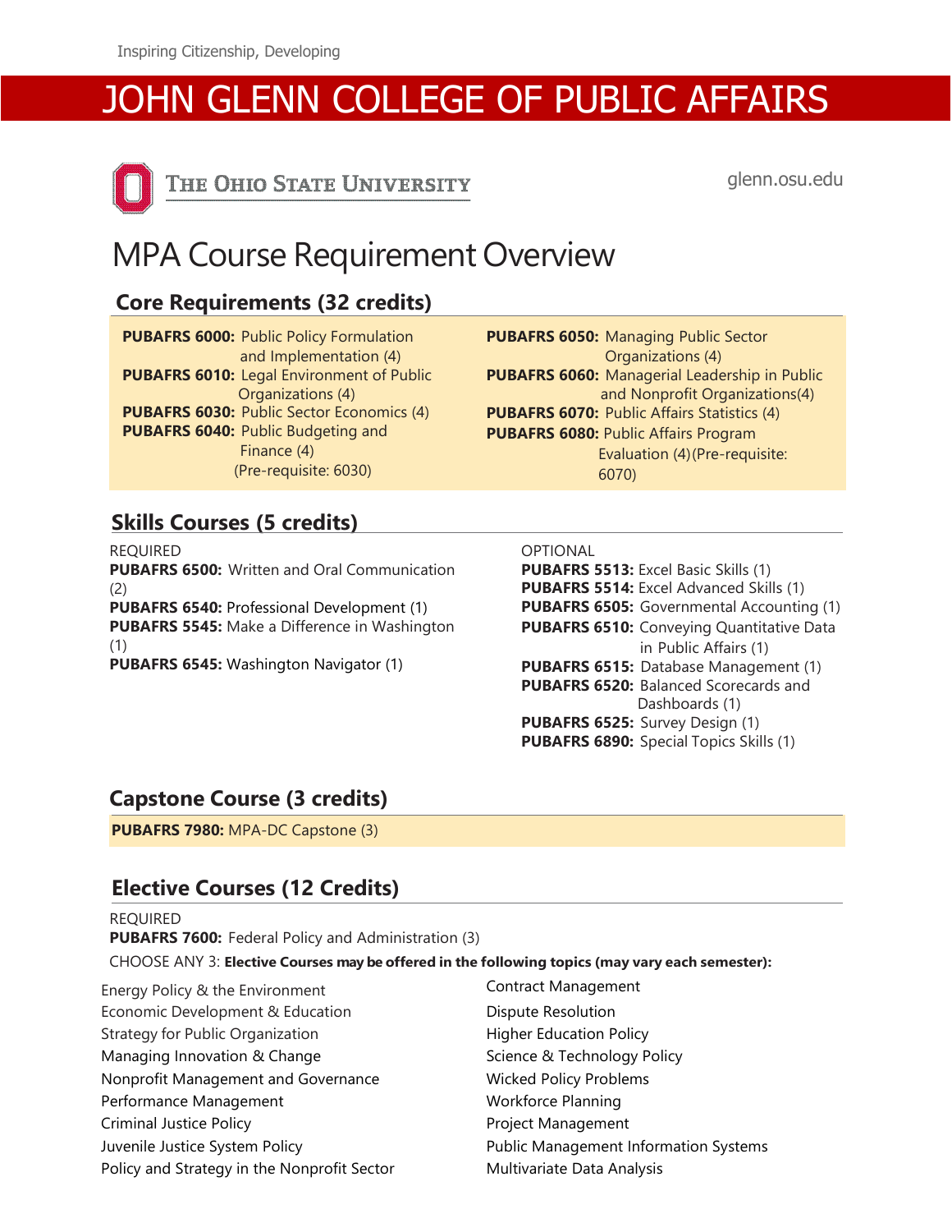# JOHN GLENN COLLEGE OF PUBLIC AFFAIRS

THE OHIO STATE UNIVERSITY

glenn.osu.edu

## MPA Course Requirement Overview

### Core Requirements (32 credits)

**PUBAFRS 6000:** Public Policy Formulation and Implementation (4)
**PUBAFRS 6010:** Legal Environment of Public Organizations (4)
**PUBAFRS 6030:** Public Sector Economics (4)
**PUBAFRS 6040:** Public Budgeting and Finance (4) (Pre-requisite: 6030)
**PUBAFRS 6050:** Managing Public Sector Organizations (4)
**PUBAFRS 6060:** Managerial Leadership in Public and Nonprofit Organizations(4)
**PUBAFRS 6070:** Public Affairs Statistics (4)
**PUBAFRS 6080:** Public Affairs Program Evaluation (4)(Pre-requisite: 6070)

### Skills Courses (5 credits)

REQUIRED

**PUBAFRS 6500:** Written and Oral Communication (2)
**PUBAFRS 6540:** Professional Development (1)
**PUBAFRS 5545:** Make a Difference in Washington (1)
**PUBAFRS 6545:** Washington Navigator (1)

OPTIONAL

**PUBAFRS 5513:** Excel Basic Skills (1)
**PUBAFRS 5514:** Excel Advanced Skills (1)
**PUBAFRS 6505:** Governmental Accounting (1)
**PUBAFRS 6510:** Conveying Quantitative Data in Public Affairs (1)
**PUBAFRS 6515:** Database Management (1)
**PUBAFRS 6520:** Balanced Scorecards and Dashboards (1)
**PUBAFRS 6525:** Survey Design (1)
**PUBAFRS 6890:** Special Topics Skills (1)

### Capstone Course (3 credits)

**PUBAFRS 7980:** MPA-DC Capstone (3)

### Elective Courses (12 Credits)

REQUIRED

**PUBAFRS 7600:** Federal Policy and Administration (3)

CHOOSE ANY 3: **Elective Courses may be offered in the following topics (may vary each semester):**

Energy Policy & the Environment
Economic Development & Education
Strategy for Public Organization
Managing Innovation & Change
Nonprofit Management and Governance
Performance Management
Criminal Justice Policy
Juvenile Justice System Policy
Policy and Strategy in the Nonprofit Sector
Contract Management
Dispute Resolution
Higher Education Policy
Science & Technology Policy
Wicked Policy Problems
Workforce Planning
Project Management
Public Management Information Systems
Multivariate Data Analysis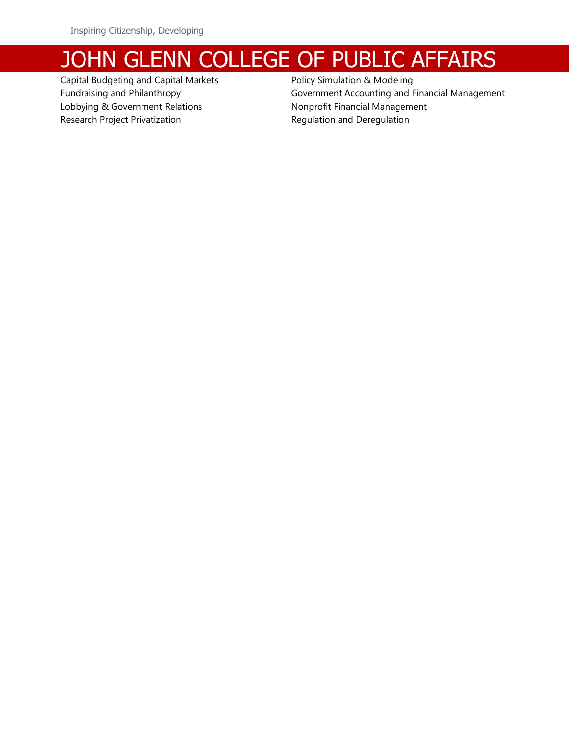# JOHN GLENN COLLEGE OF PUBLIC AFFAIRS

Capital Budgeting and Capital Markets
Fundraising and Philanthropy
Lobbying & Government Relations
Research Project Privatization
Policy Simulation & Modeling
Government Accounting and Financial Management
Nonprofit Financial Management
Regulation and Deregulation